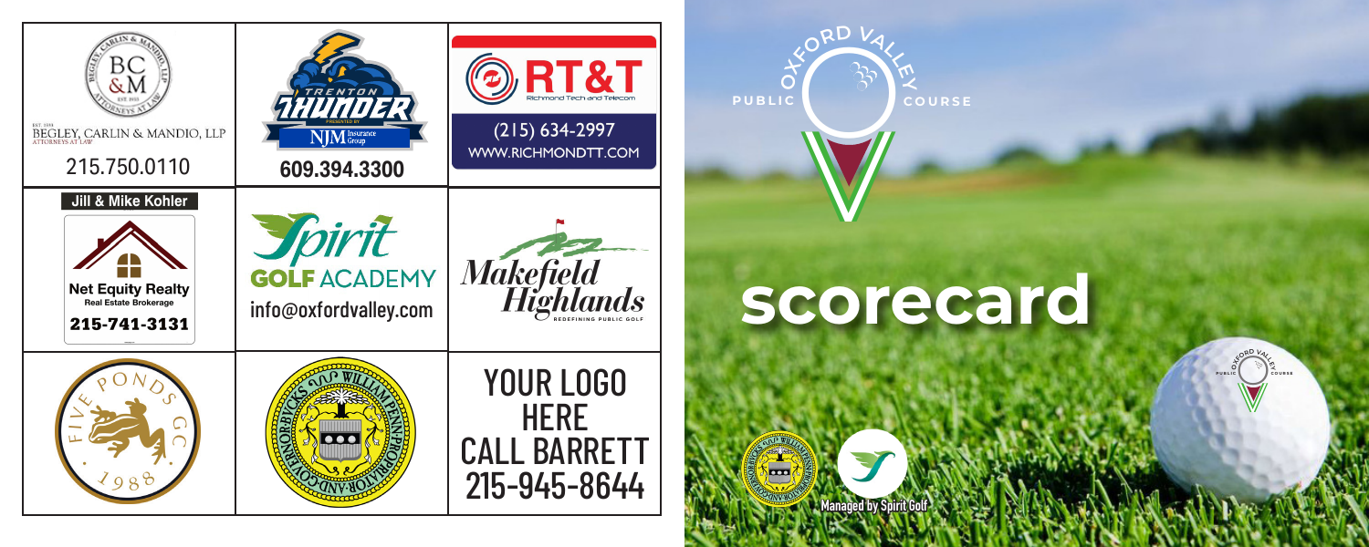BEGLEY, CARLIN & MANDIO, LLP
ATTORNEYS AT LAW

215.750.0110

TRENTON THUNDER
NJM Insurance Group

609.394.3300

RT&T
Richmond Tech and Telecom

(215) 634-2997
WWW.RICHMONDTT.COM

**Jill & Mike Kohler**

**Net Equity Realty**
**Real Estate Brokerage**

**215-741-3131**

Spirit
**GOLF** ACADEMY

info@oxfordvalley.com

Makefield Highlands
REDEFINING PUBLIC GOLF

FIVE PONDS GC
1988

YOUR LOGO HERE
CALL BARRETT
215-945-8644

OXFORD VALLEY
PUBLIC COURSE

# scorecard

Managed by Spirit Golf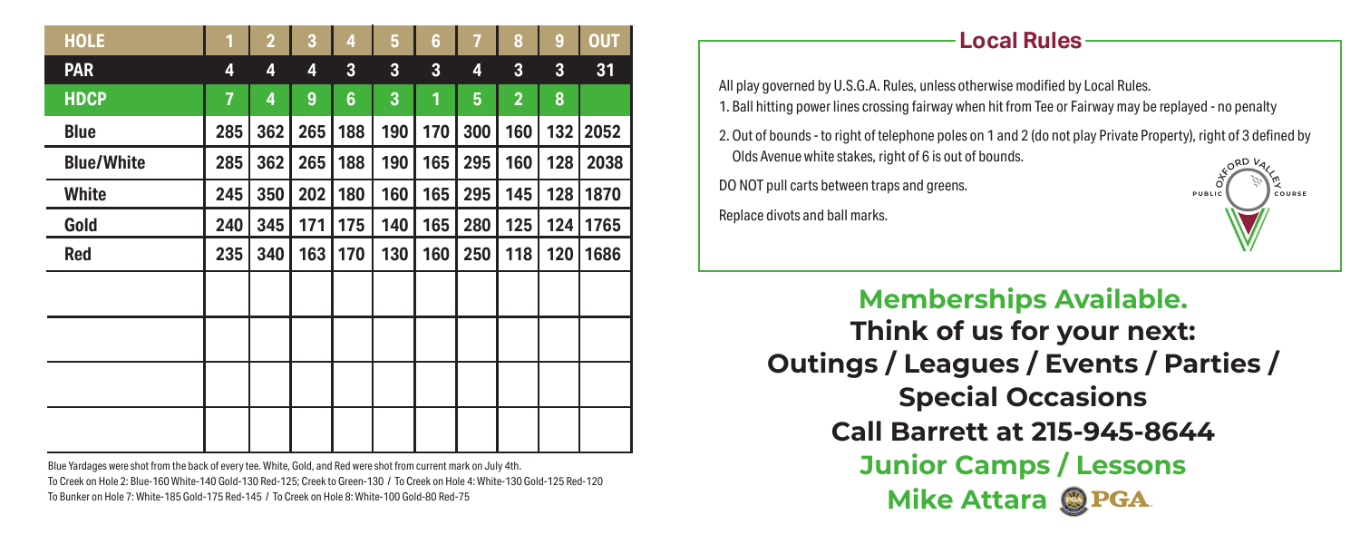| HOLE | 1 | 2 | 3 | 4 | 5 | 6 | 7 | 8 | 9 | OUT |
|---|---|---|---|---|---|---|---|---|---|---|
| PAR | 4 | 4 | 4 | 3 | 3 | 3 | 4 | 3 | 3 | 31 |
| HDCP | 7 | 4 | 9 | 6 | 3 | 1 | 5 | 2 | 8 | |
| Blue | 285 | 362 | 265 | 188 | 190 | 170 | 300 | 160 | 132 | 2052 |
| Blue/White | 285 | 362 | 265 | 188 | 190 | 165 | 295 | 160 | 128 | 2038 |
| White | 245 | 350 | 202 | 180 | 160 | 165 | 295 | 145 | 128 | 1870 |
| Gold | 240 | 345 | 171 | 175 | 140 | 165 | 280 | 125 | 124 | 1765 |
| Red | 235 | 340 | 163 | 170 | 130 | 160 | 250 | 118 | 120 | 1686 |
| | | | | | | | | | | |
| | | | | | | | | | | |
| | | | | | | | | | | |
| | | | | | | | | | | |

Blue Yardages were shot from the back of every tee. White, Gold, and Red were shot from current mark on July 4th.
To Creek on Hole 2: Blue-160 White-140 Gold-130 Red-125; Creek to Green-130 / To Creek on Hole 4: White-130 Gold-125 Red-120
To Bunker on Hole 7: White-185 Gold-175 Red-145 / To Creek on Hole 8: White-100 Gold-80 Red-75

## Local Rules

All play governed by U.S.G.A. Rules, unless otherwise modified by Local Rules.

1. Ball hitting power lines crossing fairway when hit from Tee or Fairway may be replayed - no penalty
2. Out of bounds - to right of telephone poles on 1 and 2 (do not play Private Property), right of 3 defined by Olds Avenue white stakes, right of 6 is out of bounds.

DO NOT pull carts between traps and greens.

Replace divots and ball marks.

OXFORD VALLEY PUBLIC COURSE

**Memberships Available.**

**Think of us for your next:**

**Outings / Leagues / Events / Parties / Special Occasions**

**Call Barrett at 215-945-8644**

**Junior Camps / Lessons**

**Mike Attara PGA**